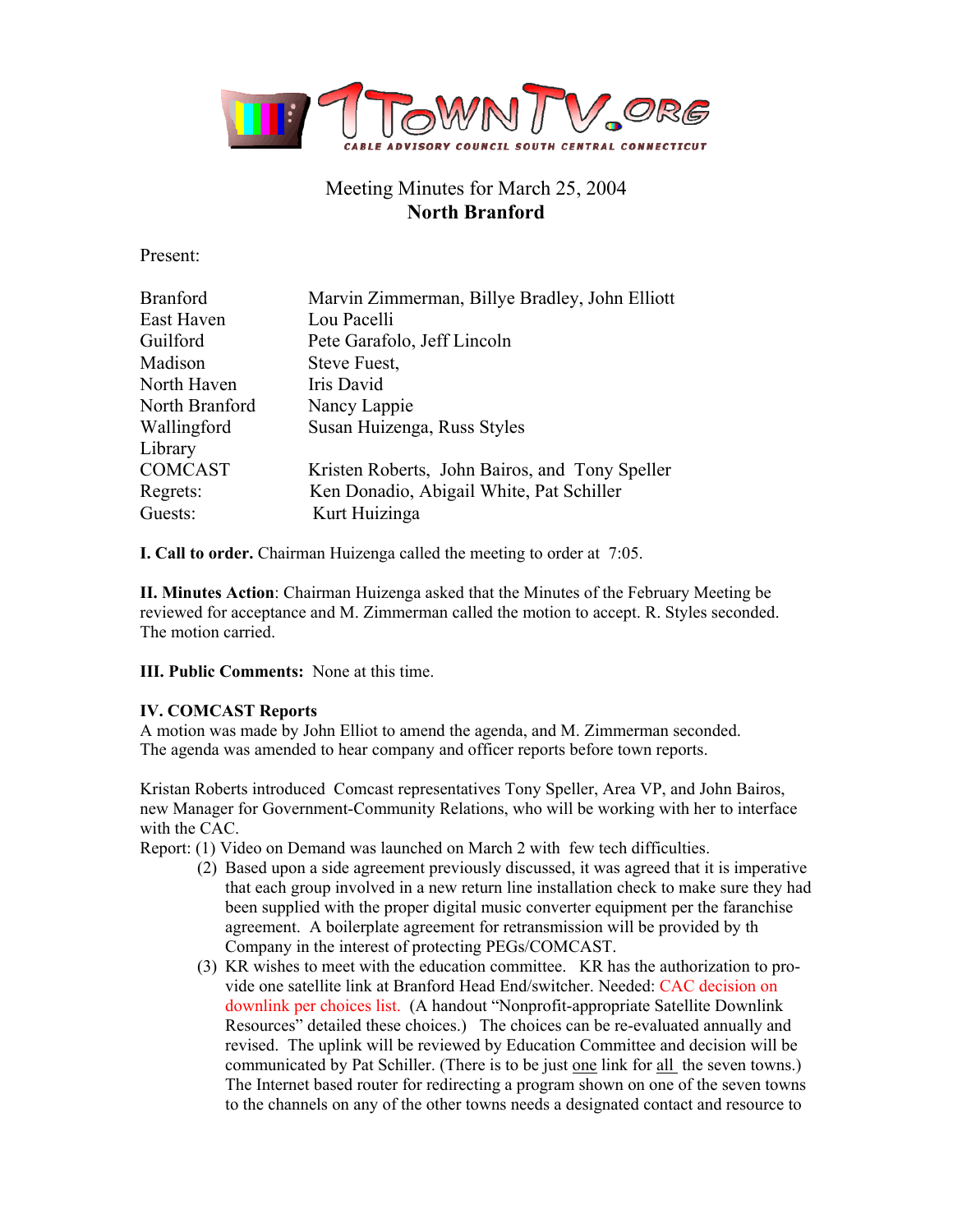7TOWNTV.ORG

CABLE ADVISORY COUNCIL SOUTH CENTRAL CONNECTICUT

# Meeting Minutes for March 25, 2004
## North Branford

Present:

| | |
|---|---|
| Branford | Marvin Zimmerman, Billye Bradley, John Elliott |
| East Haven | Lou Pacelli |
| Guilford | Pete Garafolo, Jeff Lincoln |
| Madison | Steve Fuest, |
| North Haven | Iris David |
| North Branford | Nancy Lappie |
| Wallingford | Susan Huizenga, Russ Styles |
| Library | |
| COMCAST | Kristen Roberts, John Bairos, and Tony Speller |
| Regrets: | Ken Donadio, Abigail White, Pat Schiller |
| Guests: | Kurt Huizinga |

**I. Call to order.** Chairman Huizenga called the meeting to order at 7:05.

**II. Minutes Action**: Chairman Huizenga asked that the Minutes of the February Meeting be reviewed for acceptance and M. Zimmerman called the motion to accept. R. Styles seconded. The motion carried.

**III. Public Comments:** None at this time.

**IV. COMCAST Reports**

A motion was made by John Elliot to amend the agenda, and M. Zimmerman seconded. The agenda was amended to hear company and officer reports before town reports.

Kristan Roberts introduced Comcast representatives Tony Speller, Area VP, and John Bairos, new Manager for Government-Community Relations, who will be working with her to interface with the CAC.

Report: (1) Video on Demand was launched on March 2 with few tech difficulties.

(2) Based upon a side agreement previously discussed, it was agreed that it is imperative that each group involved in a new return line installation check to make sure they had been supplied with the proper digital music converter equipment per the faranchise agreement. A boilerplate agreement for retransmission will be provided by th Company in the interest of protecting PEGs/COMCAST.

(3) KR wishes to meet with the education committee. KR has the authorization to provide one satellite link at Branford Head End/switcher. Needed: CAC decision on downlink per choices list. (A handout "Nonprofit-appropriate Satellite Downlink Resources" detailed these choices.) The choices can be re-evaluated annually and revised. The uplink will be reviewed by Education Committee and decision will be communicated by Pat Schiller. (There is to be just one link for all the seven towns.) The Internet based router for redirecting a program shown on one of the seven towns to the channels on any of the other towns needs a designated contact and resource to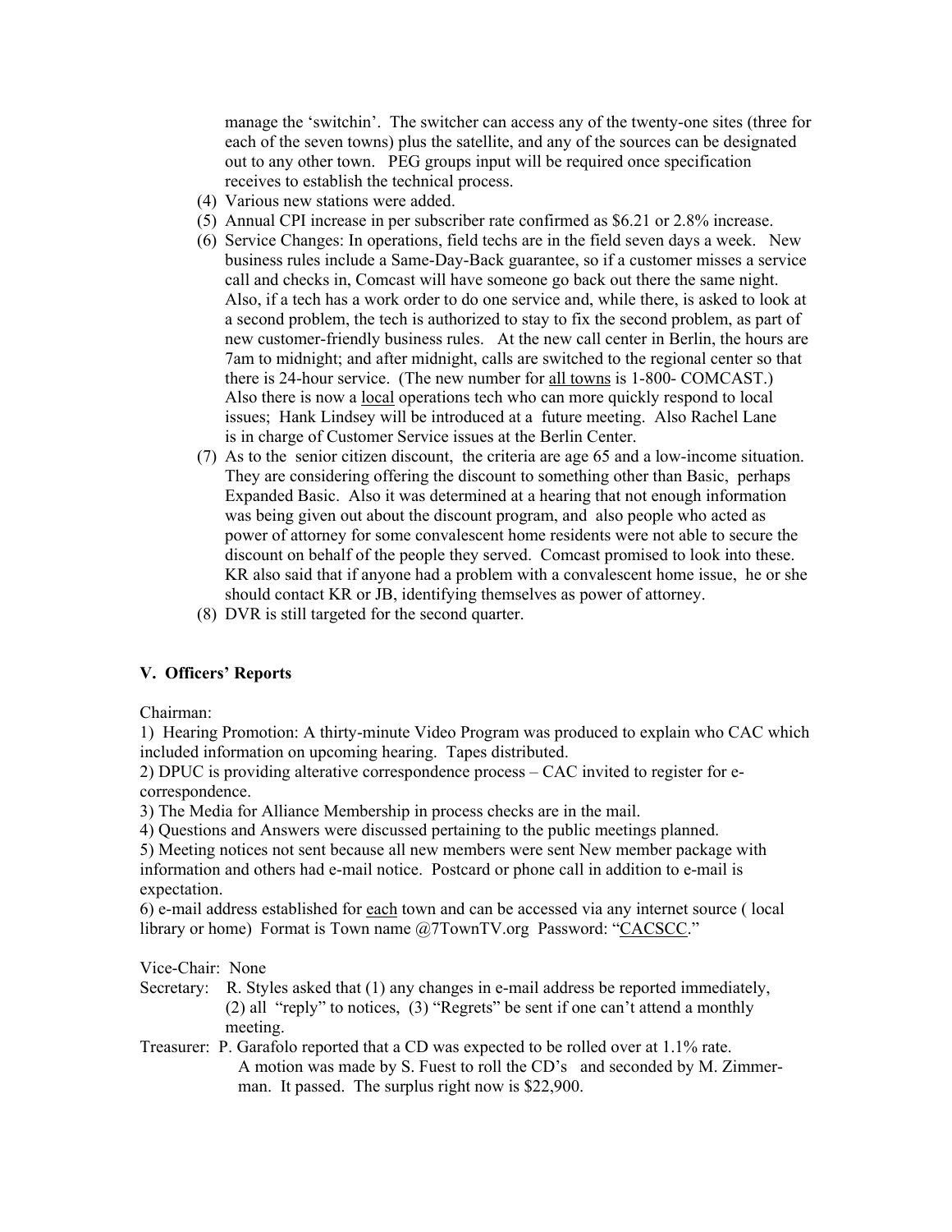manage the 'switchin'. The switcher can access any of the twenty-one sites (three for each of the seven towns) plus the satellite, and any of the sources can be designated out to any other town. PEG groups input will be required once specification receives to establish the technical process.

(4) Various new stations were added.
(5) Annual CPI increase in per subscriber rate confirmed as $6.21 or 2.8% increase.
(6) Service Changes: In operations, field techs are in the field seven days a week. New business rules include a Same-Day-Back guarantee, so if a customer misses a service call and checks in, Comcast will have someone go back out there the same night. Also, if a tech has a work order to do one service and, while there, is asked to look at a second problem, the tech is authorized to stay to fix the second problem, as part of new customer-friendly business rules. At the new call center in Berlin, the hours are 7am to midnight; and after midnight, calls are switched to the regional center so that there is 24-hour service. (The new number for <u>all towns</u> is 1-800- COMCAST.) Also there is now a <u>local</u> operations tech who can more quickly respond to local issues; Hank Lindsey will be introduced at a future meeting. Also Rachel Lane is in charge of Customer Service issues at the Berlin Center.
(7) As to the senior citizen discount, the criteria are age 65 and a low-income situation. They are considering offering the discount to something other than Basic, perhaps Expanded Basic. Also it was determined at a hearing that not enough information was being given out about the discount program, and also people who acted as power of attorney for some convalescent home residents were not able to secure the discount on behalf of the people they served. Comcast promised to look into these. KR also said that if anyone had a problem with a convalescent home issue, he or she should contact KR or JB, identifying themselves as power of attorney.
(8) DVR is still targeted for the second quarter.

**V. Officers' Reports**

Chairman:

1) Hearing Promotion: A thirty-minute Video Program was produced to explain who CAC which included information on upcoming hearing. Tapes distributed.
2) DPUC is providing alterative correspondence process – CAC invited to register for e-correspondence.
3) The Media for Alliance Membership in process checks are in the mail.
4) Questions and Answers were discussed pertaining to the public meetings planned.
5) Meeting notices not sent because all new members were sent New member package with information and others had e-mail notice. Postcard or phone call in addition to e-mail is expectation.
6) e-mail address established for <u>each</u> town and can be accessed via any internet source ( local library or home) Format is Town name @7TownTV.org Password: "<u>CACSCC</u>."

Vice-Chair: None

Secretary: R. Styles asked that (1) any changes in e-mail address be reported immediately, (2) all "reply" to notices, (3) "Regrets" be sent if one can't attend a monthly meeting.

Treasurer: P. Garafolo reported that a CD was expected to be rolled over at 1.1% rate. A motion was made by S. Fuest to roll the CD's and seconded by M. Zimmerman. It passed. The surplus right now is $22,900.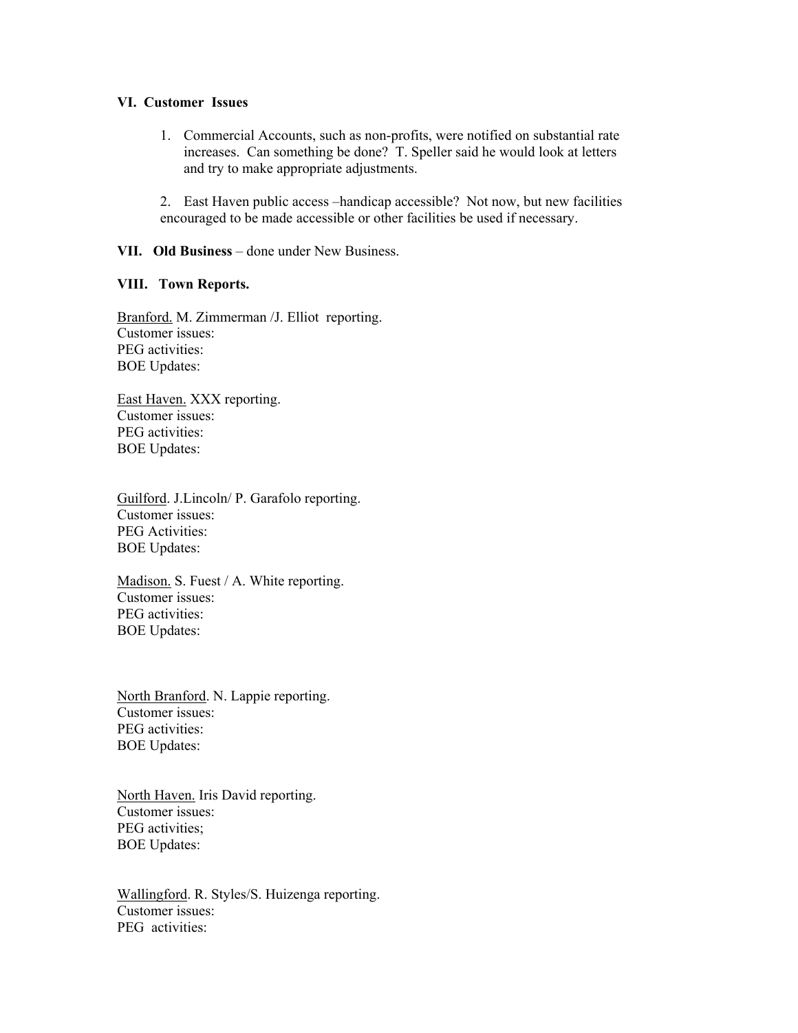**VI. Customer Issues**

1. Commercial Accounts, such as non-profits, were notified on substantial rate increases. Can something be done? T. Speller said he would look at letters and try to make appropriate adjustments.

2. East Haven public access –handicap accessible? Not now, but new facilities encouraged to be made accessible or other facilities be used if necessary.

**VII. Old Business** – done under New Business.

**VIII. Town Reports.**

Branford. M. Zimmerman /J. Elliot reporting.
Customer issues:
PEG activities:
BOE Updates:

East Haven. XXX reporting.
Customer issues:
PEG activities:
BOE Updates:

Guilford. J.Lincoln/ P. Garafolo reporting.
Customer issues:
PEG Activities:
BOE Updates:

Madison. S. Fuest / A. White reporting.
Customer issues:
PEG activities:
BOE Updates:

North Branford. N. Lappie reporting.
Customer issues:
PEG activities:
BOE Updates:

North Haven. Iris David reporting.
Customer issues:
PEG activities;
BOE Updates:

Wallingford. R. Styles/S. Huizenga reporting.
Customer issues:
PEG activities: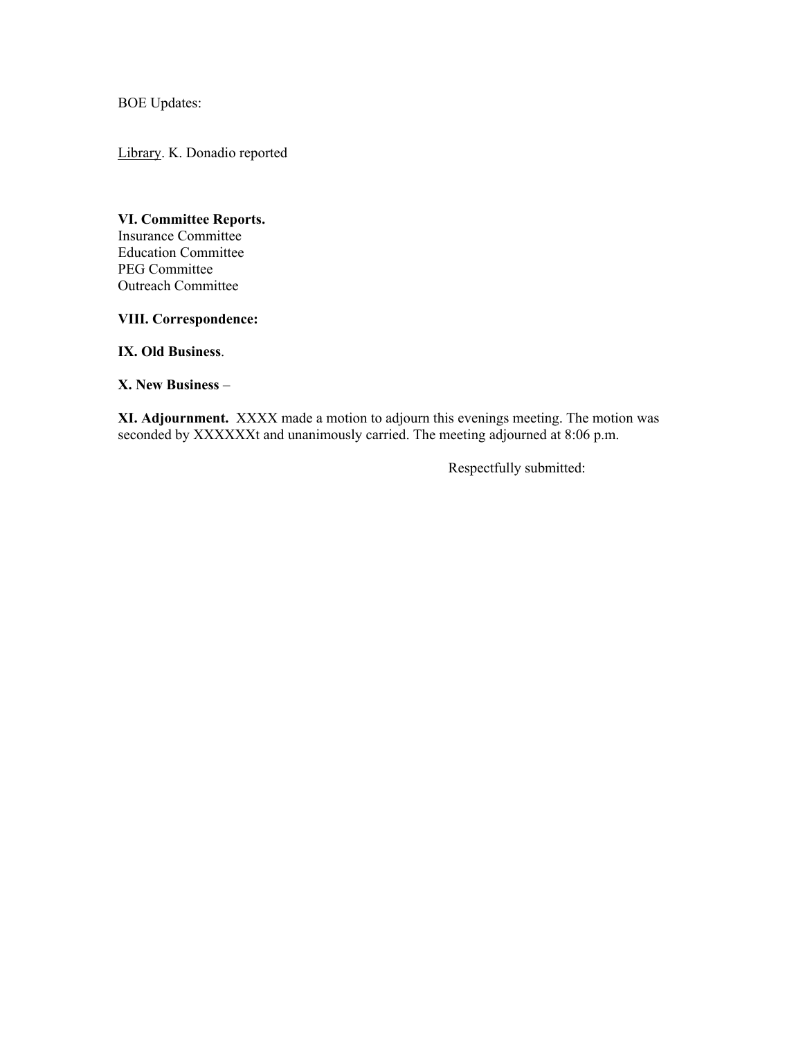BOE Updates:

<u>Library</u>. K. Donadio reported

**VI. Committee Reports.**
Insurance Committee
Education Committee
PEG Committee
Outreach Committee

**VIII. Correspondence:**

**IX. Old Business**.

**X. New Business** –

**XI. Adjournment.** XXXX made a motion to adjourn this evenings meeting. The motion was seconded by XXXXXXt and unanimously carried. The meeting adjourned at 8:06 p.m.

Respectfully submitted: